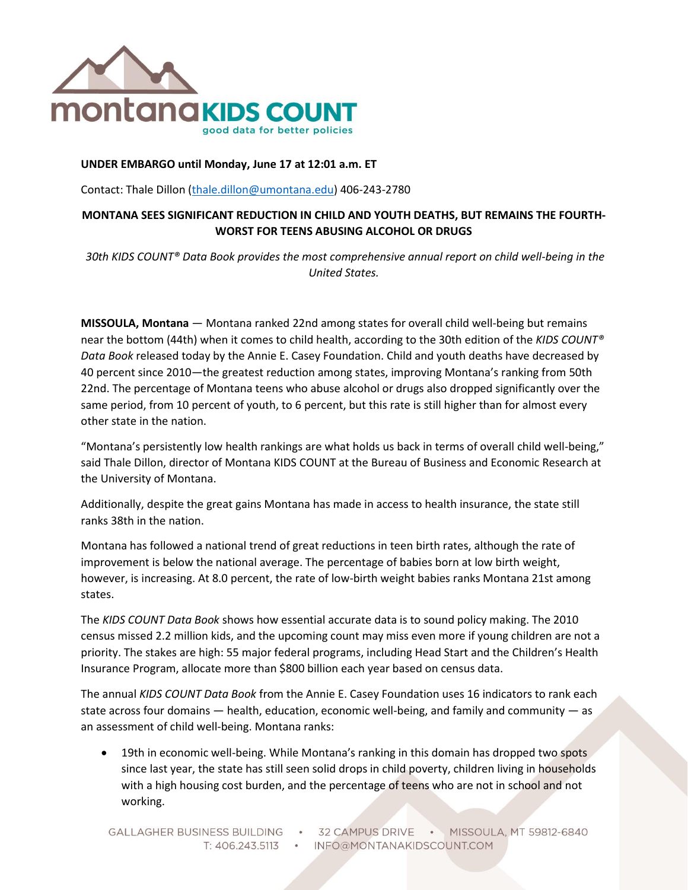montana KIDS COUNT
good data for better policies

**UNDER EMBARGO until Monday, June 17 at 12:01 a.m. ET**

Contact: Thale Dillon (thale.dillon@umontana.edu) 406-243-2780

**MONTANA SEES SIGNIFICANT REDUCTION IN CHILD AND YOUTH DEATHS, BUT REMAINS THE FOURTH-WORST FOR TEENS ABUSING ALCOHOL OR DRUGS**

*30th KIDS COUNT® Data Book provides the most comprehensive annual report on child well-being in the United States.*

**MISSOULA, Montana** — Montana ranked 22nd among states for overall child well-being but remains near the bottom (44th) when it comes to child health, according to the 30th edition of the *KIDS COUNT® Data Book* released today by the Annie E. Casey Foundation. Child and youth deaths have decreased by 40 percent since 2010—the greatest reduction among states, improving Montana's ranking from 50th 22nd. The percentage of Montana teens who abuse alcohol or drugs also dropped significantly over the same period, from 10 percent of youth, to 6 percent, but this rate is still higher than for almost every other state in the nation.

"Montana's persistently low health rankings are what holds us back in terms of overall child well-being," said Thale Dillon, director of Montana KIDS COUNT at the Bureau of Business and Economic Research at the University of Montana.

Additionally, despite the great gains Montana has made in access to health insurance, the state still ranks 38th in the nation.

Montana has followed a national trend of great reductions in teen birth rates, although the rate of improvement is below the national average. The percentage of babies born at low birth weight, however, is increasing. At 8.0 percent, the rate of low-birth weight babies ranks Montana 21st among states.

The *KIDS COUNT Data Book* shows how essential accurate data is to sound policy making. The 2010 census missed 2.2 million kids, and the upcoming count may miss even more if young children are not a priority. The stakes are high: 55 major federal programs, including Head Start and the Children's Health Insurance Program, allocate more than $800 billion each year based on census data.

The annual *KIDS COUNT Data Book* from the Annie E. Casey Foundation uses 16 indicators to rank each state across four domains — health, education, economic well-being, and family and community — as an assessment of child well-being. Montana ranks:

- 19th in economic well-being. While Montana's ranking in this domain has dropped two spots since last year, the state has still seen solid drops in child poverty, children living in households with a high housing cost burden, and the percentage of teens who are not in school and not working.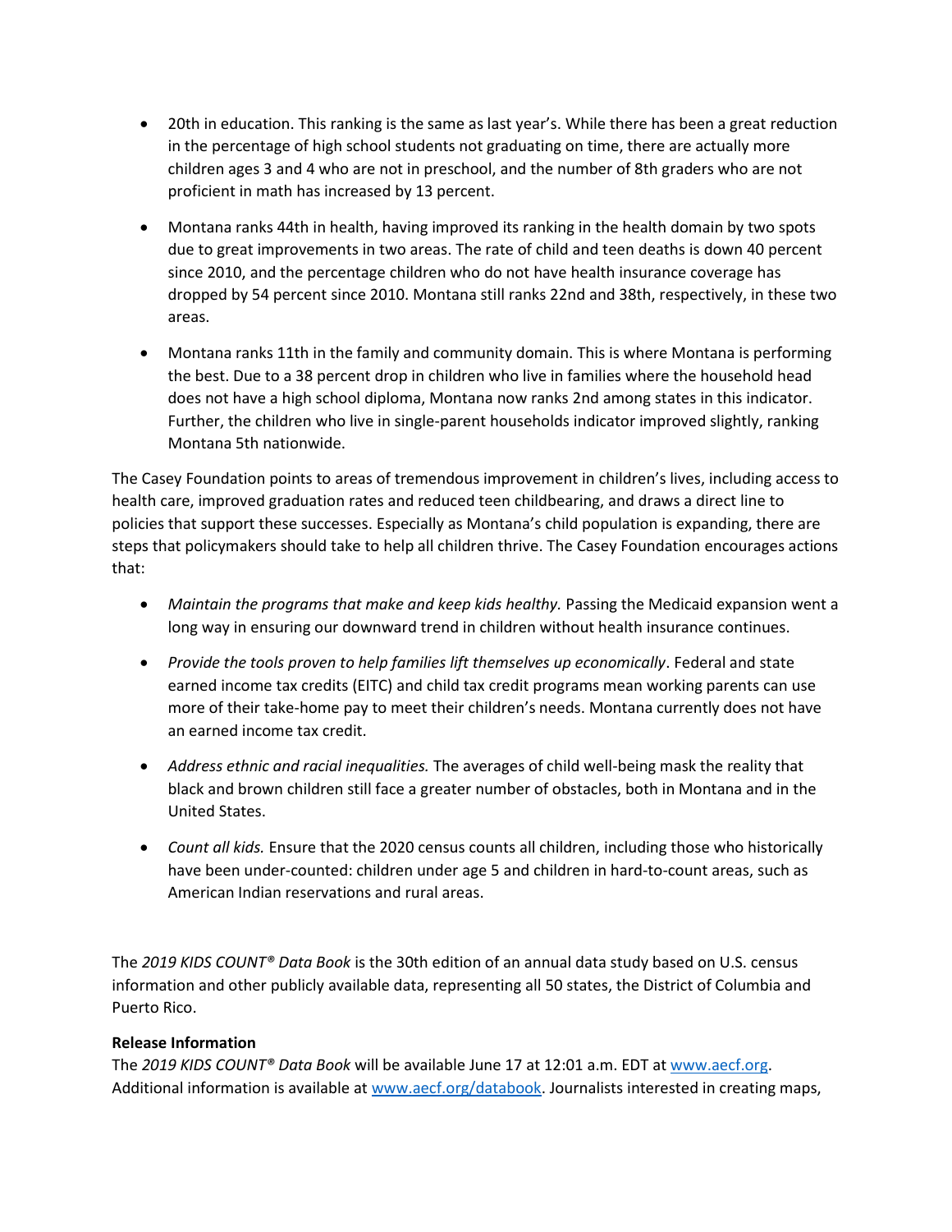- 20th in education. This ranking is the same as last year's. While there has been a great reduction in the percentage of high school students not graduating on time, there are actually more children ages 3 and 4 who are not in preschool, and the number of 8th graders who are not proficient in math has increased by 13 percent.
- Montana ranks 44th in health, having improved its ranking in the health domain by two spots due to great improvements in two areas. The rate of child and teen deaths is down 40 percent since 2010, and the percentage children who do not have health insurance coverage has dropped by 54 percent since 2010. Montana still ranks 22nd and 38th, respectively, in these two areas.
- Montana ranks 11th in the family and community domain. This is where Montana is performing the best. Due to a 38 percent drop in children who live in families where the household head does not have a high school diploma, Montana now ranks 2nd among states in this indicator. Further, the children who live in single-parent households indicator improved slightly, ranking Montana 5th nationwide.

The Casey Foundation points to areas of tremendous improvement in children's lives, including access to health care, improved graduation rates and reduced teen childbearing, and draws a direct line to policies that support these successes. Especially as Montana's child population is expanding, there are steps that policymakers should take to help all children thrive. The Casey Foundation encourages actions that:

- *Maintain the programs that make and keep kids healthy.* Passing the Medicaid expansion went a long way in ensuring our downward trend in children without health insurance continues.
- *Provide the tools proven to help families lift themselves up economically*. Federal and state earned income tax credits (EITC) and child tax credit programs mean working parents can use more of their take-home pay to meet their children's needs. Montana currently does not have an earned income tax credit.
- *Address ethnic and racial inequalities.* The averages of child well-being mask the reality that black and brown children still face a greater number of obstacles, both in Montana and in the United States.
- *Count all kids.* Ensure that the 2020 census counts all children, including those who historically have been under-counted: children under age 5 and children in hard-to-count areas, such as American Indian reservations and rural areas.

The *2019 KIDS COUNT® Data Book* is the 30th edition of an annual data study based on U.S. census information and other publicly available data, representing all 50 states, the District of Columbia and Puerto Rico.

**Release Information**

The *2019 KIDS COUNT® Data Book* will be available June 17 at 12:01 a.m. EDT at www.aecf.org. Additional information is available at www.aecf.org/databook. Journalists interested in creating maps,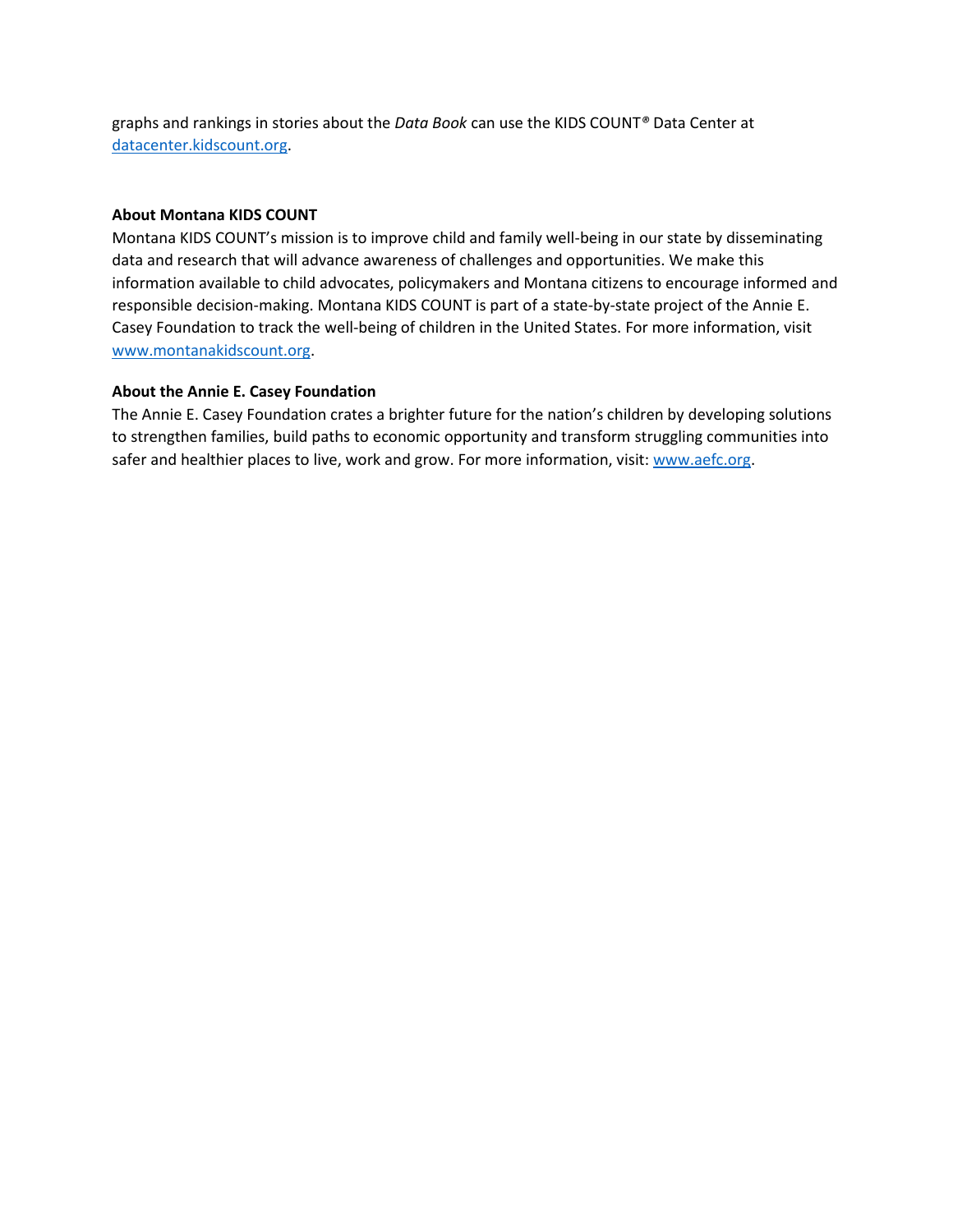graphs and rankings in stories about the *Data Book* can use the KIDS COUNT® Data Center at datacenter.kidscount.org.

**About Montana KIDS COUNT**

Montana KIDS COUNT's mission is to improve child and family well-being in our state by disseminating data and research that will advance awareness of challenges and opportunities. We make this information available to child advocates, policymakers and Montana citizens to encourage informed and responsible decision-making. Montana KIDS COUNT is part of a state-by-state project of the Annie E. Casey Foundation to track the well-being of children in the United States. For more information, visit www.montanakidscount.org.

**About the Annie E. Casey Foundation**

The Annie E. Casey Foundation crates a brighter future for the nation's children by developing solutions to strengthen families, build paths to economic opportunity and transform struggling communities into safer and healthier places to live, work and grow. For more information, visit: www.aefc.org.